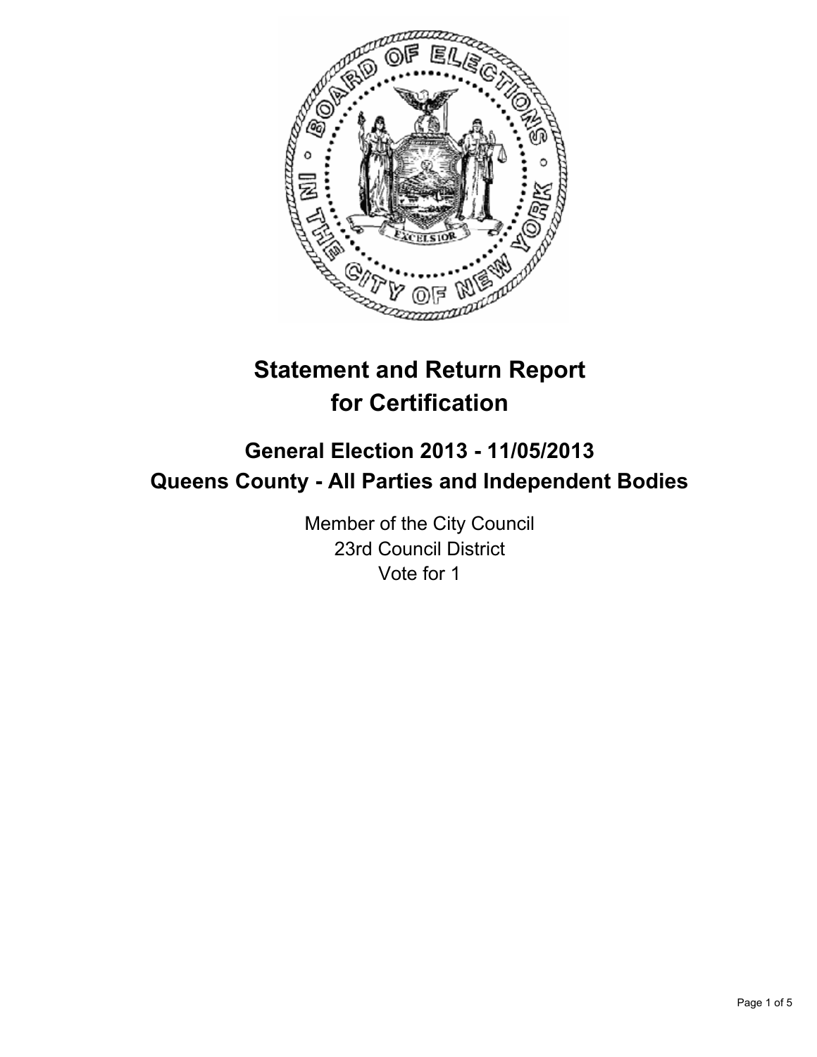# Statement and Return Report for Certification

## General Election 2013 - 11/05/2013
## Queens County - All Parties and Independent Bodies

Member of the City Council
23rd Council District
Vote for 1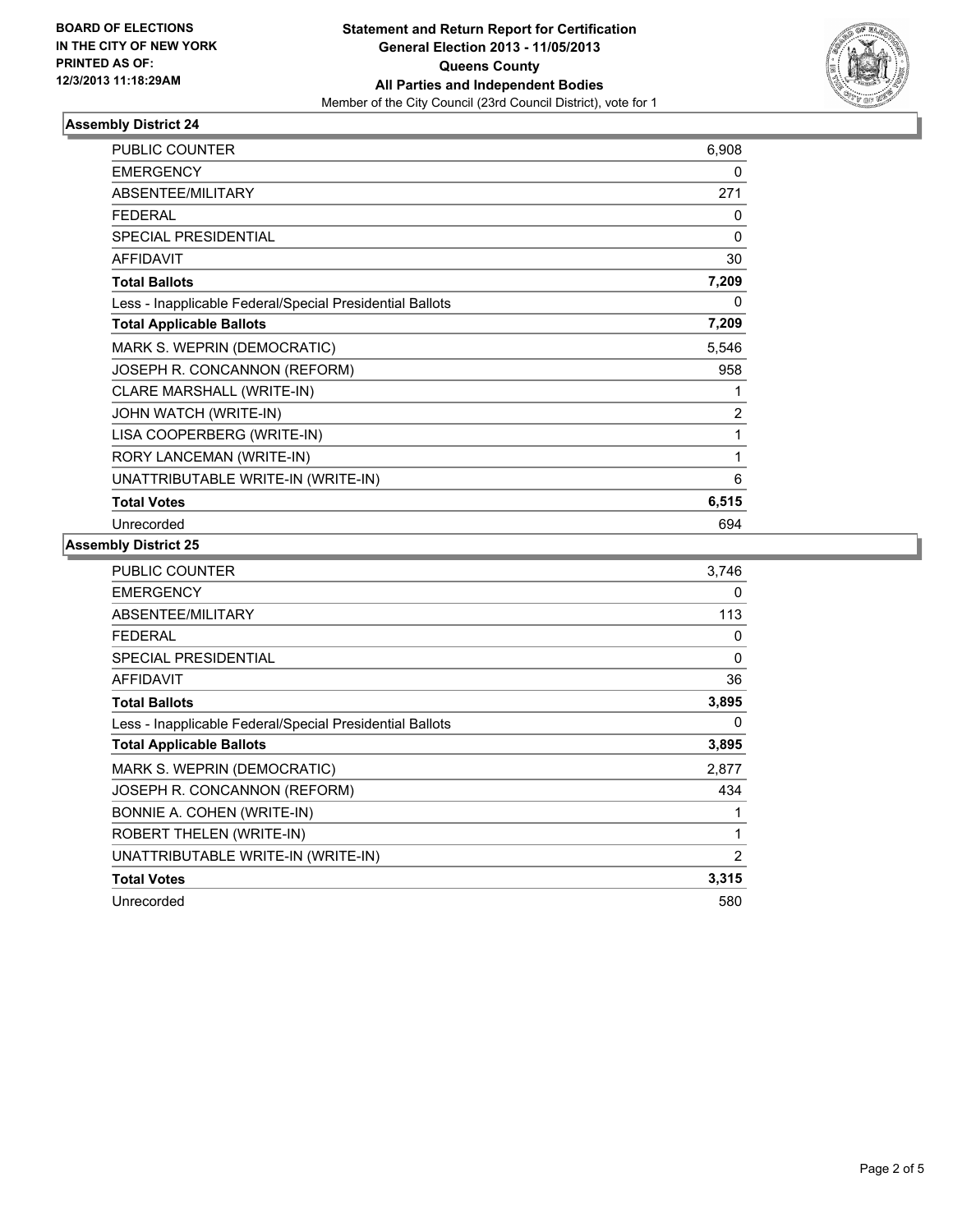**BOARD OF ELECTIONS IN THE CITY OF NEW YORK PRINTED AS OF: 12/3/2013 11:18:29AM**

**Statement and Return Report for Certification General Election 2013 - 11/05/2013 Queens County All Parties and Independent Bodies**

Member of the City Council (23rd Council District), vote for 1

## Assembly District 24

| | |
|---|---|
| PUBLIC COUNTER | 6,908 |
| EMERGENCY | 0 |
| ABSENTEE/MILITARY | 271 |
| FEDERAL | 0 |
| SPECIAL PRESIDENTIAL | 0 |
| AFFIDAVIT | 30 |
| **Total Ballots** | **7,209** |
| Less - Inapplicable Federal/Special Presidential Ballots | 0 |
| **Total Applicable Ballots** | **7,209** |
| MARK S. WEPRIN (DEMOCRATIC) | 5,546 |
| JOSEPH R. CONCANNON (REFORM) | 958 |
| CLARE MARSHALL (WRITE-IN) | 1 |
| JOHN WATCH (WRITE-IN) | 2 |
| LISA COOPERBERG (WRITE-IN) | 1 |
| RORY LANCEMAN (WRITE-IN) | 1 |
| UNATTRIBUTABLE WRITE-IN (WRITE-IN) | 6 |
| **Total Votes** | **6,515** |
| Unrecorded | 694 |

## Assembly District 25

| | |
|---|---|
| PUBLIC COUNTER | 3,746 |
| EMERGENCY | 0 |
| ABSENTEE/MILITARY | 113 |
| FEDERAL | 0 |
| SPECIAL PRESIDENTIAL | 0 |
| AFFIDAVIT | 36 |
| **Total Ballots** | **3,895** |
| Less - Inapplicable Federal/Special Presidential Ballots | 0 |
| **Total Applicable Ballots** | **3,895** |
| MARK S. WEPRIN (DEMOCRATIC) | 2,877 |
| JOSEPH R. CONCANNON (REFORM) | 434 |
| BONNIE A. COHEN (WRITE-IN) | 1 |
| ROBERT THELEN (WRITE-IN) | 1 |
| UNATTRIBUTABLE WRITE-IN (WRITE-IN) | 2 |
| **Total Votes** | **3,315** |
| Unrecorded | 580 |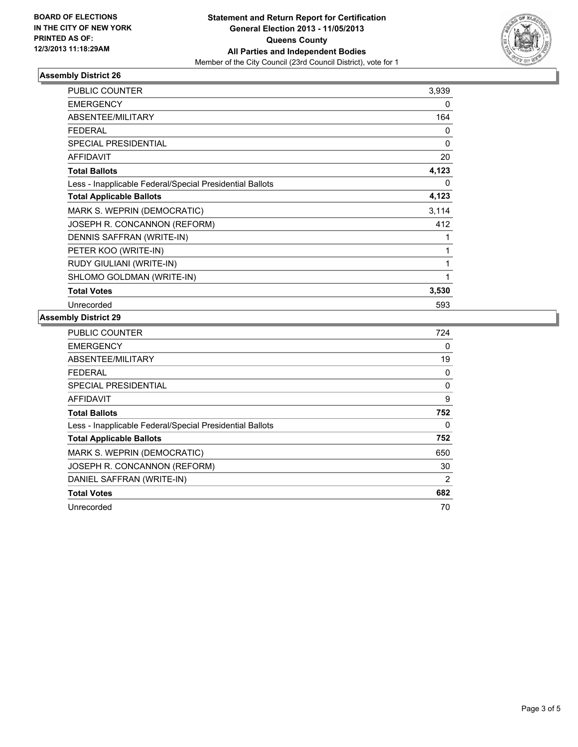**BOARD OF ELECTIONS**
**IN THE CITY OF NEW YORK**
**PRINTED AS OF:**
**12/3/2013 11:18:29AM**

**Statement and Return Report for Certification**
**General Election 2013 - 11/05/2013**
**Queens County**
**All Parties and Independent Bodies**
Member of the City Council (23rd Council District), vote for 1

### Assembly District 26

| | |
|---|---|
| PUBLIC COUNTER | 3,939 |
| EMERGENCY | 0 |
| ABSENTEE/MILITARY | 164 |
| FEDERAL | 0 |
| SPECIAL PRESIDENTIAL | 0 |
| AFFIDAVIT | 20 |
| **Total Ballots** | **4,123** |
| Less - Inapplicable Federal/Special Presidential Ballots | 0 |
| **Total Applicable Ballots** | **4,123** |
| MARK S. WEPRIN (DEMOCRATIC) | 3,114 |
| JOSEPH R. CONCANNON (REFORM) | 412 |
| DENNIS SAFFRAN (WRITE-IN) | 1 |
| PETER KOO (WRITE-IN) | 1 |
| RUDY GIULIANI (WRITE-IN) | 1 |
| SHLOMO GOLDMAN (WRITE-IN) | 1 |
| **Total Votes** | **3,530** |
| Unrecorded | 593 |

### Assembly District 29

| | |
|---|---|
| PUBLIC COUNTER | 724 |
| EMERGENCY | 0 |
| ABSENTEE/MILITARY | 19 |
| FEDERAL | 0 |
| SPECIAL PRESIDENTIAL | 0 |
| AFFIDAVIT | 9 |
| **Total Ballots** | **752** |
| Less - Inapplicable Federal/Special Presidential Ballots | 0 |
| **Total Applicable Ballots** | **752** |
| MARK S. WEPRIN (DEMOCRATIC) | 650 |
| JOSEPH R. CONCANNON (REFORM) | 30 |
| DANIEL SAFFRAN (WRITE-IN) | 2 |
| **Total Votes** | **682** |
| Unrecorded | 70 |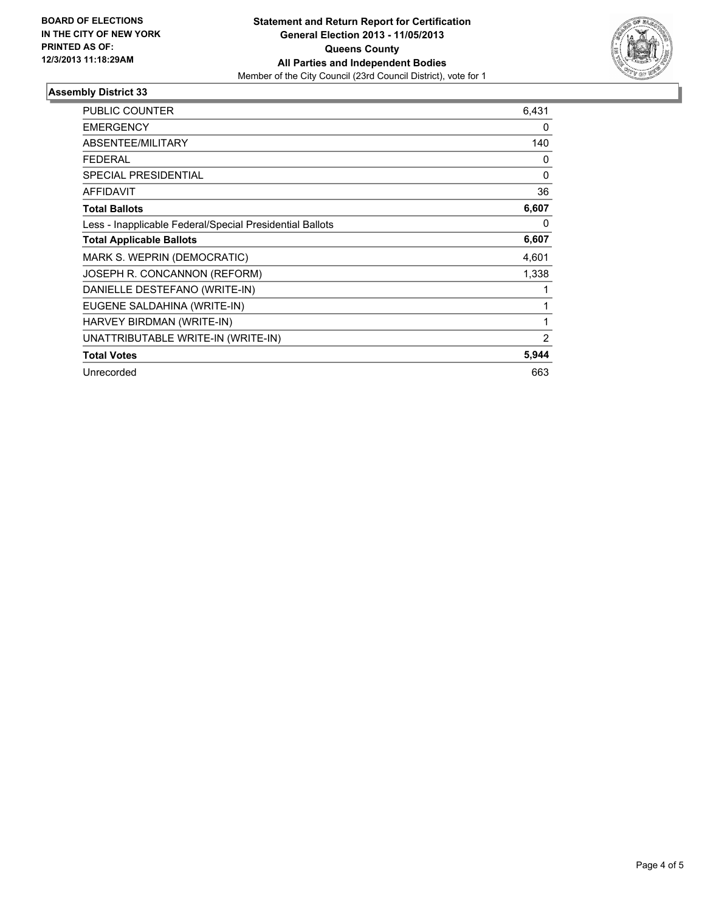**BOARD OF ELECTIONS IN THE CITY OF NEW YORK PRINTED AS OF: 12/3/2013 11:18:29AM**

**Statement and Return Report for Certification**
**General Election 2013 - 11/05/2013**
**Queens County**
**All Parties and Independent Bodies**
Member of the City Council (23rd Council District), vote for 1

## Assembly District 33

| | |
|---|---|
| PUBLIC COUNTER | 6,431 |
| EMERGENCY | 0 |
| ABSENTEE/MILITARY | 140 |
| FEDERAL | 0 |
| SPECIAL PRESIDENTIAL | 0 |
| AFFIDAVIT | 36 |
| **Total Ballots** | **6,607** |
| Less - Inapplicable Federal/Special Presidential Ballots | 0 |
| **Total Applicable Ballots** | **6,607** |
| MARK S. WEPRIN (DEMOCRATIC) | 4,601 |
| JOSEPH R. CONCANNON (REFORM) | 1,338 |
| DANIELLE DESTEFANO (WRITE-IN) | 1 |
| EUGENE SALDAHINA (WRITE-IN) | 1 |
| HARVEY BIRDMAN (WRITE-IN) | 1 |
| UNATTRIBUTABLE WRITE-IN (WRITE-IN) | 2 |
| **Total Votes** | **5,944** |
| Unrecorded | 663 |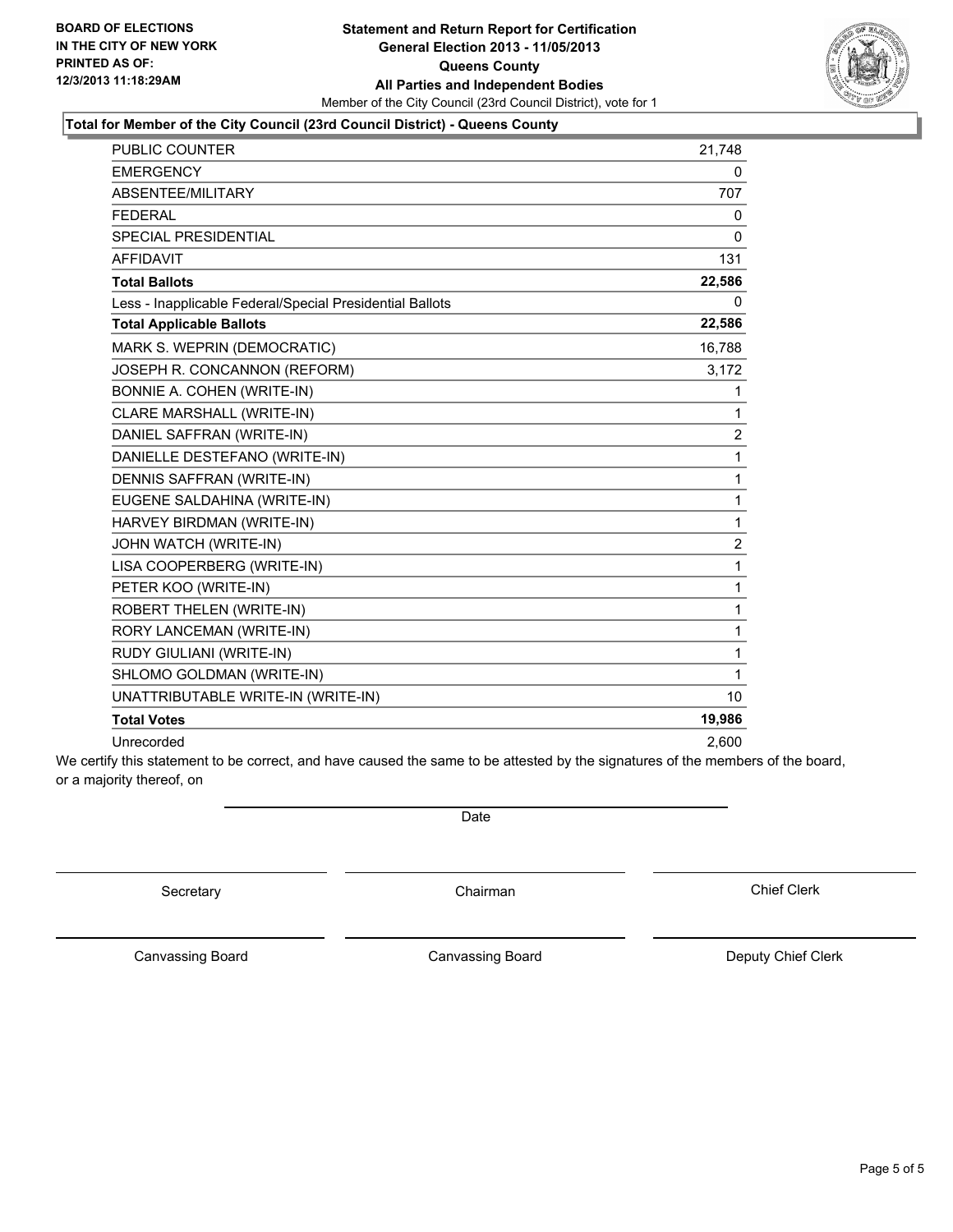**BOARD OF ELECTIONS IN THE CITY OF NEW YORK PRINTED AS OF: 12/3/2013 11:18:29AM**

# Statement and Return Report for Certification
## General Election 2013 - 11/05/2013
## Queens County
## All Parties and Independent Bodies

Member of the City Council (23rd Council District), vote for 1

### Total for Member of the City Council (23rd Council District) - Queens County

| | |
|---|---|
| PUBLIC COUNTER | 21,748 |
| EMERGENCY | 0 |
| ABSENTEE/MILITARY | 707 |
| FEDERAL | 0 |
| SPECIAL PRESIDENTIAL | 0 |
| AFFIDAVIT | 131 |
| **Total Ballots** | **22,586** |
| Less - Inapplicable Federal/Special Presidential Ballots | 0 |
| **Total Applicable Ballots** | **22,586** |
| MARK S. WEPRIN (DEMOCRATIC) | 16,788 |
| JOSEPH R. CONCANNON (REFORM) | 3,172 |
| BONNIE A. COHEN (WRITE-IN) | 1 |
| CLARE MARSHALL (WRITE-IN) | 1 |
| DANIEL SAFFRAN (WRITE-IN) | 2 |
| DANIELLE DESTEFANO (WRITE-IN) | 1 |
| DENNIS SAFFRAN (WRITE-IN) | 1 |
| EUGENE SALDAHINA (WRITE-IN) | 1 |
| HARVEY BIRDMAN (WRITE-IN) | 1 |
| JOHN WATCH (WRITE-IN) | 2 |
| LISA COOPERBERG (WRITE-IN) | 1 |
| PETER KOO (WRITE-IN) | 1 |
| ROBERT THELEN (WRITE-IN) | 1 |
| RORY LANCEMAN (WRITE-IN) | 1 |
| RUDY GIULIANI (WRITE-IN) | 1 |
| SHLOMO GOLDMAN (WRITE-IN) | 1 |
| UNATTRIBUTABLE WRITE-IN (WRITE-IN) | 10 |
| **Total Votes** | **19,986** |
| Unrecorded | 2,600 |

We certify this statement to be correct, and have caused the same to be attested by the signatures of the members of the board, or a majority thereof, on

Date

Secretary | Chairman | Chief Clerk

Canvassing Board | Canvassing Board | Deputy Chief Clerk